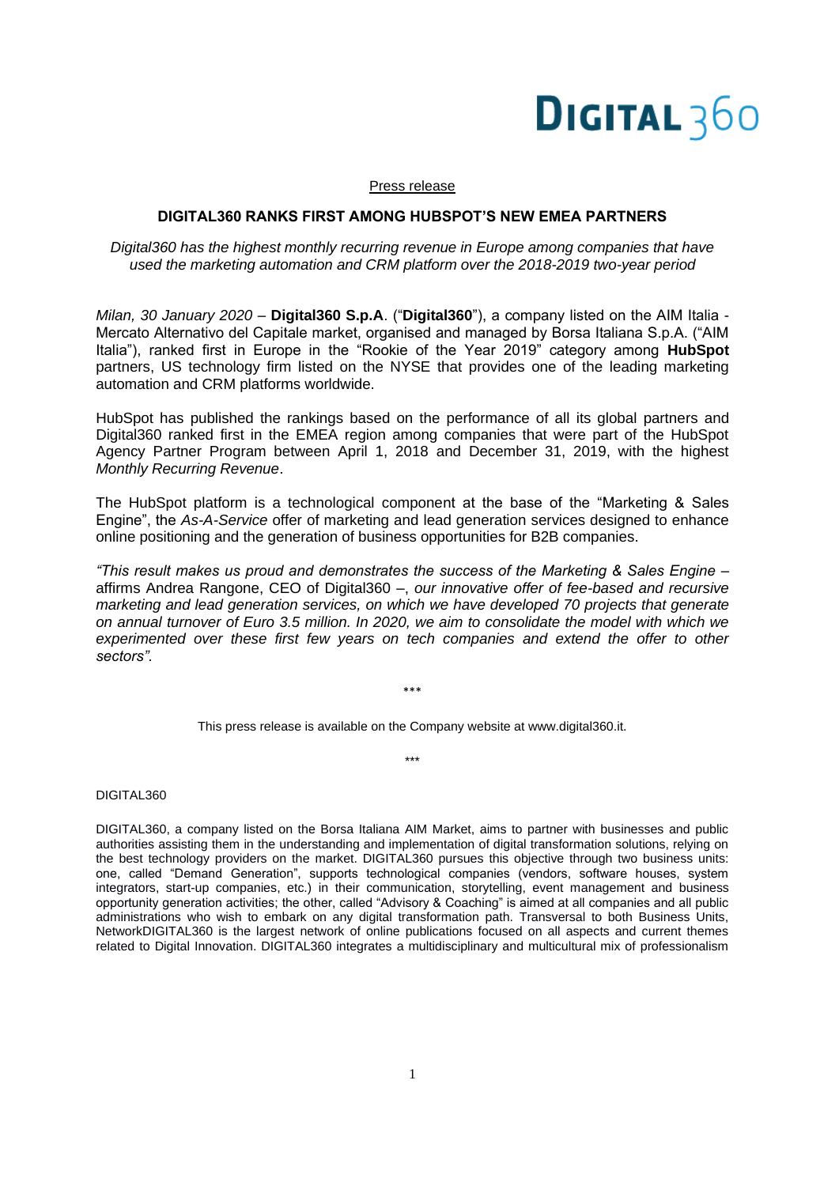# DIGITAL 360

Press release

## DIGITAL360 RANKS FIRST AMONG HUBSPOT'S NEW EMEA PARTNERS

*Digital360 has the highest monthly recurring revenue in Europe among companies that have used the marketing automation and CRM platform over the 2018-2019 two-year period*

*Milan, 30 January 2020* – **Digital360 S.p.A**. ("**Digital360**"), a company listed on the AIM Italia - Mercato Alternativo del Capitale market, organised and managed by Borsa Italiana S.p.A. ("AIM Italia"), ranked first in Europe in the "Rookie of the Year 2019" category among **HubSpot** partners, US technology firm listed on the NYSE that provides one of the leading marketing automation and CRM platforms worldwide.

HubSpot has published the rankings based on the performance of all its global partners and Digital360 ranked first in the EMEA region among companies that were part of the HubSpot Agency Partner Program between April 1, 2018 and December 31, 2019, with the highest *Monthly Recurring Revenue*.

The HubSpot platform is a technological component at the base of the "Marketing & Sales Engine", the *As-A-Service* offer of marketing and lead generation services designed to enhance online positioning and the generation of business opportunities for B2B companies.

*"This result makes us proud and demonstrates the success of the Marketing & Sales Engine –* affirms Andrea Rangone, CEO of Digital360 –, *our innovative offer of fee-based and recursive marketing and lead generation services, on which we have developed 70 projects that generate on annual turnover of Euro 3.5 million. In 2020, we aim to consolidate the model with which we experimented over these first few years on tech companies and extend the offer to other sectors".*

\*\*\*

This press release is available on the Company website at www.digital360.it.

\*\*\*

DIGITAL360

DIGITAL360, a company listed on the Borsa Italiana AIM Market, aims to partner with businesses and public authorities assisting them in the understanding and implementation of digital transformation solutions, relying on the best technology providers on the market. DIGITAL360 pursues this objective through two business units: one, called "Demand Generation", supports technological companies (vendors, software houses, system integrators, start-up companies, etc.) in their communication, storytelling, event management and business opportunity generation activities; the other, called "Advisory & Coaching" is aimed at all companies and all public administrations who wish to embark on any digital transformation path. Transversal to both Business Units, NetworkDIGITAL360 is the largest network of online publications focused on all aspects and current themes related to Digital Innovation. DIGITAL360 integrates a multidisciplinary and multicultural mix of professionalism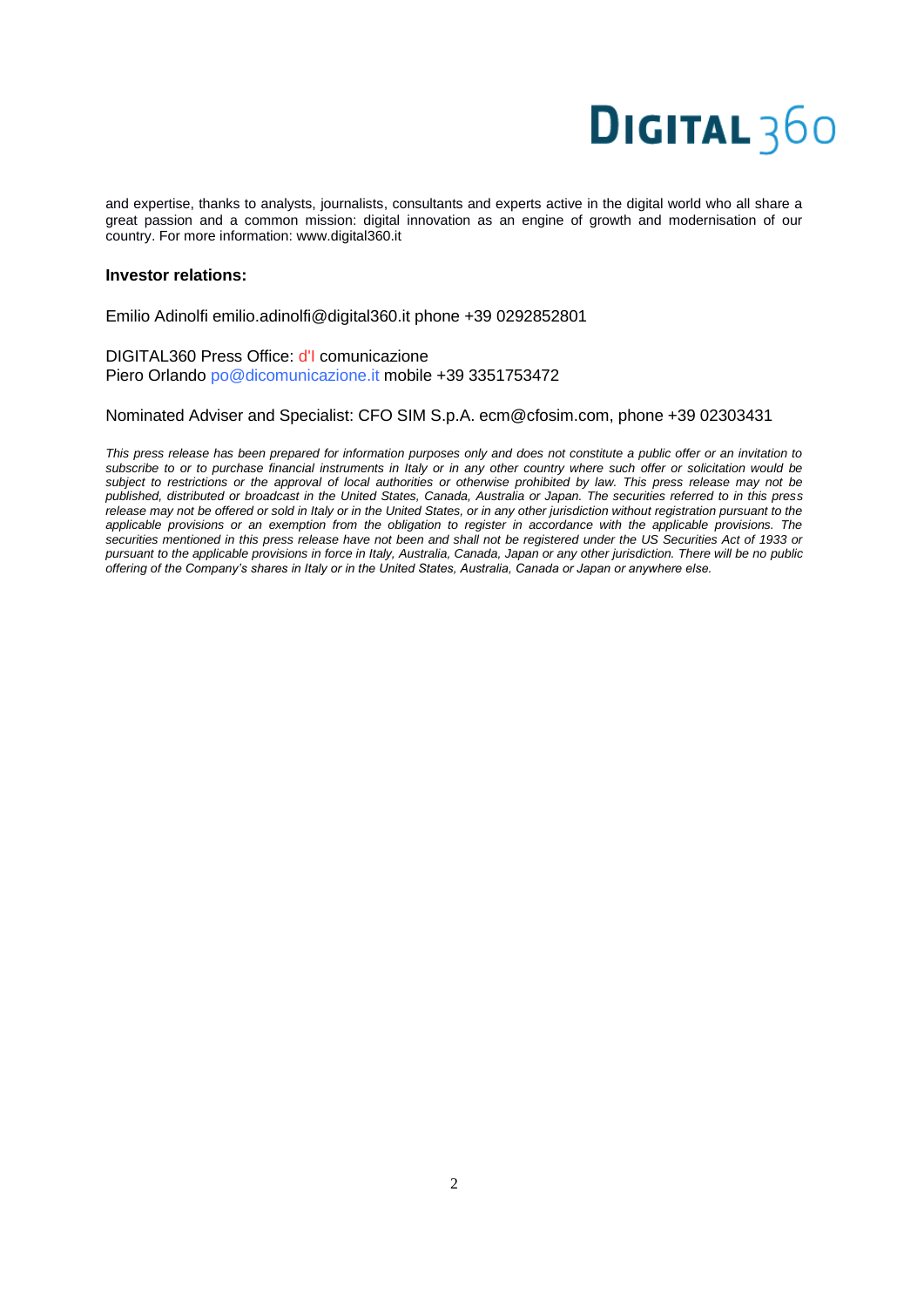and expertise, thanks to analysts, journalists, consultants and experts active in the digital world who all share a great passion and a common mission: digital innovation as an engine of growth and modernisation of our country. For more information: www.digital360.it

**Investor relations:**

Emilio Adinolfi emilio.adinolfi@digital360.it phone +39 0292852801

DIGITAL360 Press Office: d'I comunicazione
Piero Orlando po@dicomunicazione.it mobile +39 3351753472

Nominated Adviser and Specialist: CFO SIM S.p.A. ecm@cfosim.com, phone +39 02303431

*This press release has been prepared for information purposes only and does not constitute a public offer or an invitation to subscribe to or to purchase financial instruments in Italy or in any other country where such offer or solicitation would be subject to restrictions or the approval of local authorities or otherwise prohibited by law. This press release may not be published, distributed or broadcast in the United States, Canada, Australia or Japan. The securities referred to in this press release may not be offered or sold in Italy or in the United States, or in any other jurisdiction without registration pursuant to the applicable provisions or an exemption from the obligation to register in accordance with the applicable provisions. The securities mentioned in this press release have not been and shall not be registered under the US Securities Act of 1933 or pursuant to the applicable provisions in force in Italy, Australia, Canada, Japan or any other jurisdiction. There will be no public offering of the Company's shares in Italy or in the United States, Australia, Canada or Japan or anywhere else.*